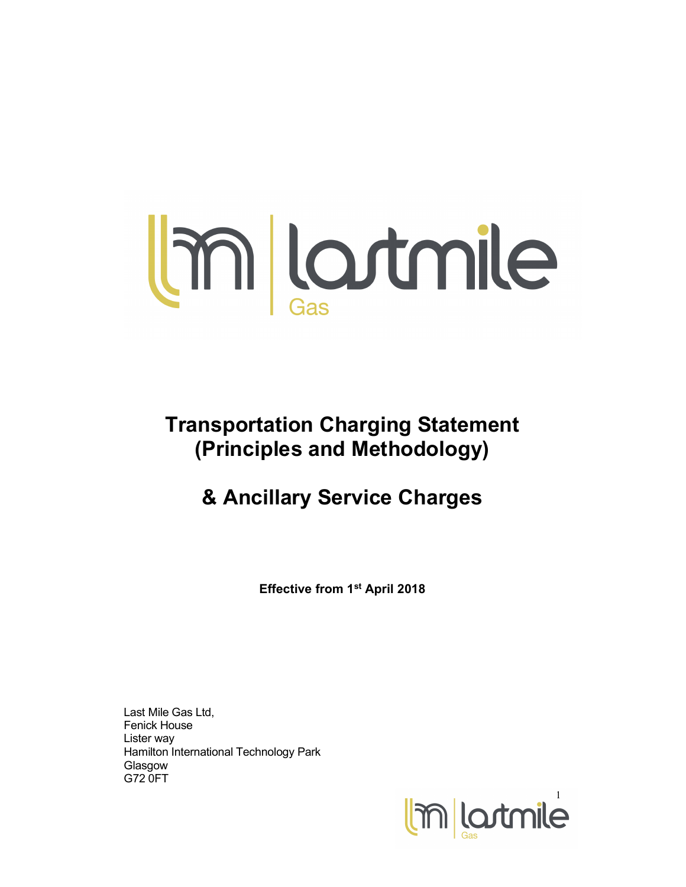# Transportation Charging Statement (Principles and Methodology)

# & Ancillary Service Charges

**Effective from 1st April 2018**

Last Mile Gas Ltd,
Fenick House
Lister way
Hamilton International Technology Park
Glasgow
G72 0FT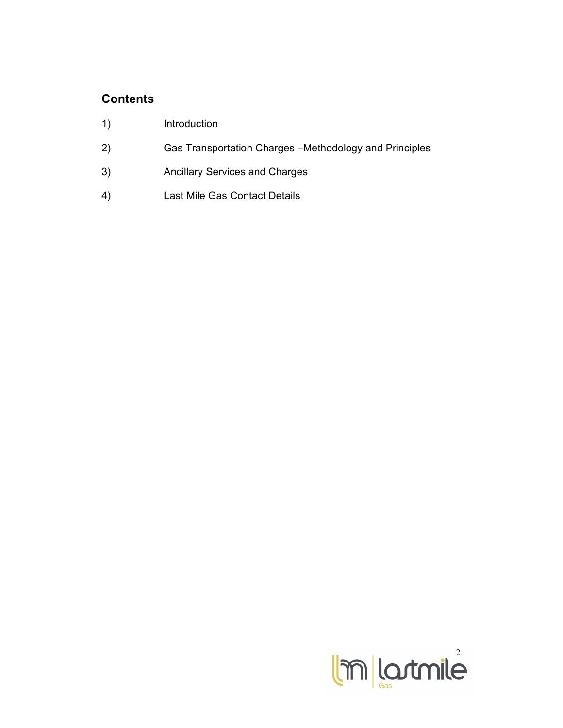## Contents

1) Introduction

2) Gas Transportation Charges –Methodology and Principles

3) Ancillary Services and Charges

4) Last Mile Gas Contact Details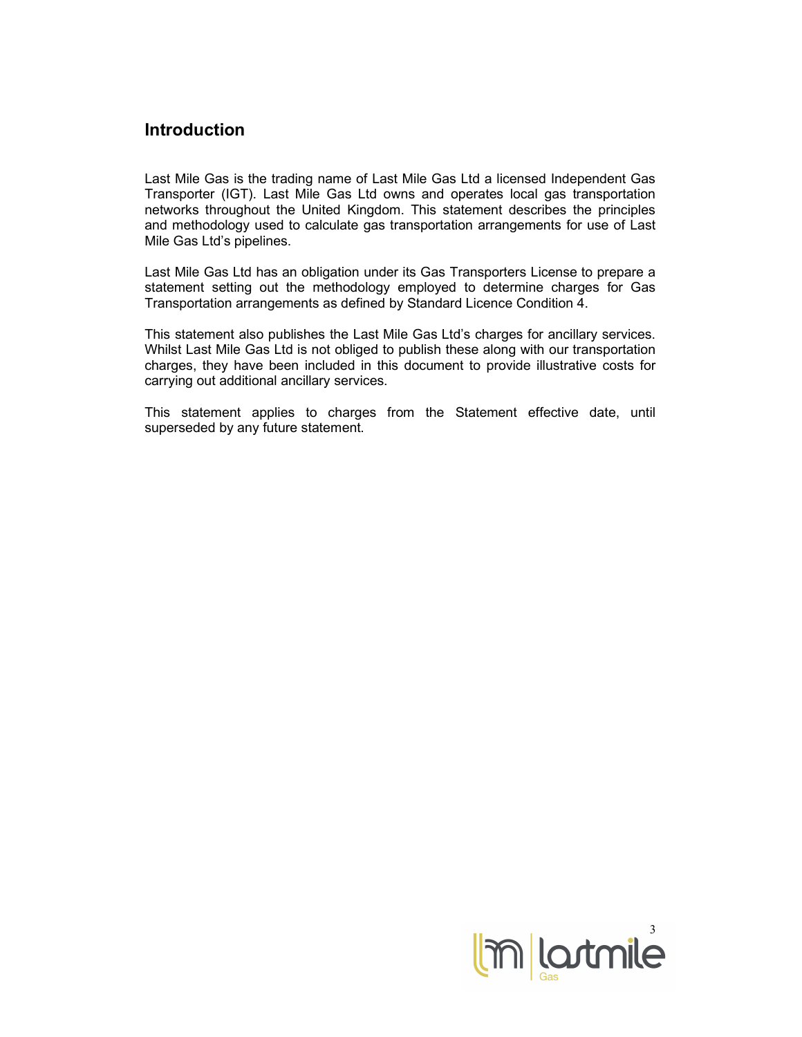## Introduction

Last Mile Gas is the trading name of Last Mile Gas Ltd a licensed Independent Gas Transporter (IGT). Last Mile Gas Ltd owns and operates local gas transportation networks throughout the United Kingdom. This statement describes the principles and methodology used to calculate gas transportation arrangements for use of Last Mile Gas Ltd's pipelines.

Last Mile Gas Ltd has an obligation under its Gas Transporters License to prepare a statement setting out the methodology employed to determine charges for Gas Transportation arrangements as defined by Standard Licence Condition 4.

This statement also publishes the Last Mile Gas Ltd's charges for ancillary services. Whilst Last Mile Gas Ltd is not obliged to publish these along with our transportation charges, they have been included in this document to provide illustrative costs for carrying out additional ancillary services.

This statement applies to charges from the Statement effective date, until superseded by any future statement.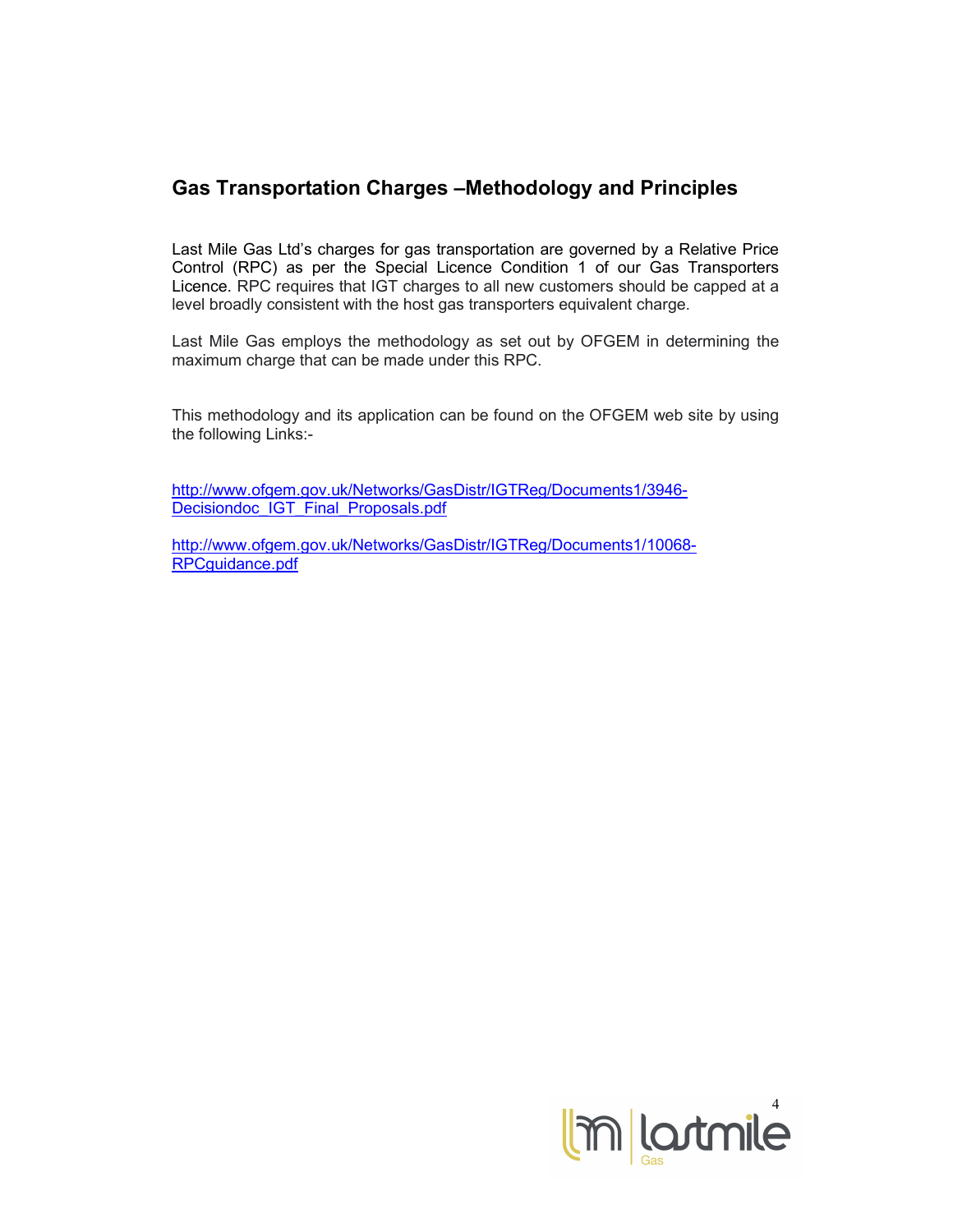## Gas Transportation Charges –Methodology and Principles

Last Mile Gas Ltd's charges for gas transportation are governed by a Relative Price Control (RPC) as per the Special Licence Condition 1 of our Gas Transporters Licence. RPC requires that IGT charges to all new customers should be capped at a level broadly consistent with the host gas transporters equivalent charge.

Last Mile Gas employs the methodology as set out by OFGEM in determining the maximum charge that can be made under this RPC.

This methodology and its application can be found on the OFGEM web site by using the following Links:-

http://www.ofgem.gov.uk/Networks/GasDistr/IGTReg/Documents1/3946-Decisiondoc_IGT_Final_Proposals.pdf

http://www.ofgem.gov.uk/Networks/GasDistr/IGTReg/Documents1/10068-RPCguidance.pdf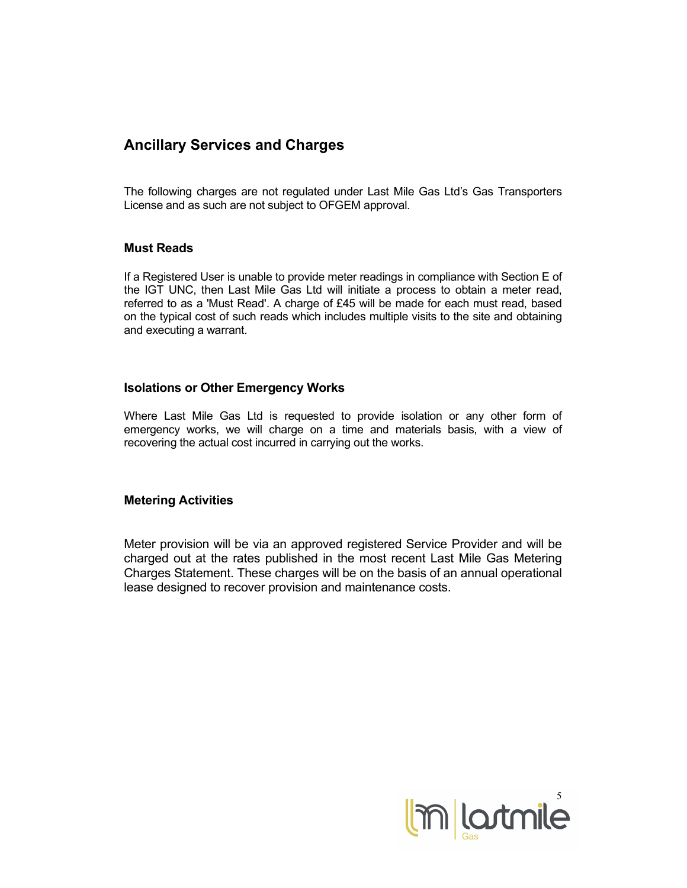## Ancillary Services and Charges

The following charges are not regulated under Last Mile Gas Ltd's Gas Transporters License and as such are not subject to OFGEM approval.

### Must Reads

If a Registered User is unable to provide meter readings in compliance with Section E of the IGT UNC, then Last Mile Gas Ltd will initiate a process to obtain a meter read, referred to as a 'Must Read'. A charge of £45 will be made for each must read, based on the typical cost of such reads which includes multiple visits to the site and obtaining and executing a warrant.

### Isolations or Other Emergency Works

Where Last Mile Gas Ltd is requested to provide isolation or any other form of emergency works, we will charge on a time and materials basis, with a view of recovering the actual cost incurred in carrying out the works.

### Metering Activities

Meter provision will be via an approved registered Service Provider and will be charged out at the rates published in the most recent Last Mile Gas Metering Charges Statement. These charges will be on the basis of an annual operational lease designed to recover provision and maintenance costs.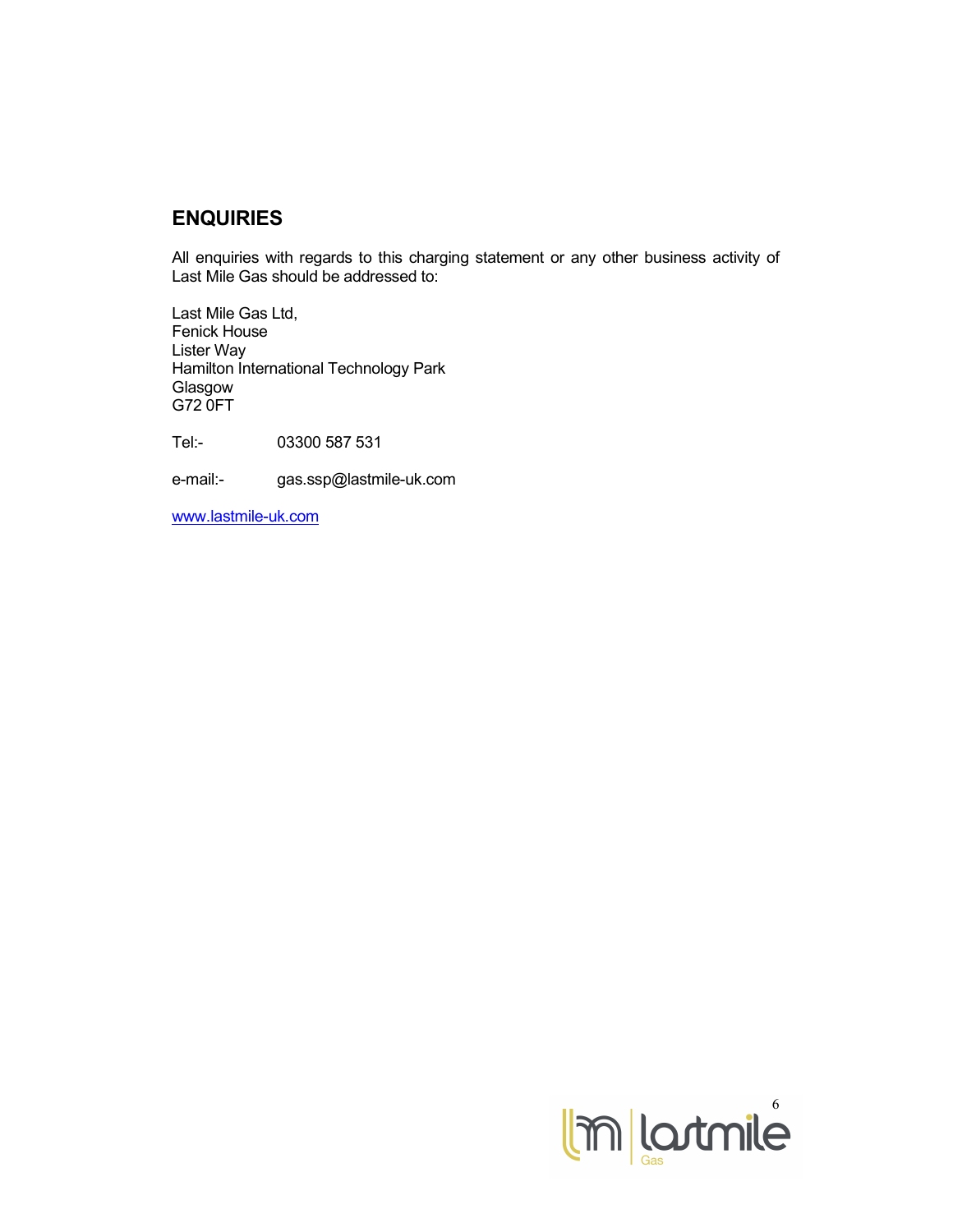## ENQUIRIES

All enquiries with regards to this charging statement or any other business activity of Last Mile Gas should be addressed to:

Last Mile Gas Ltd,
Fenick House
Lister Way
Hamilton International Technology Park
Glasgow
G72 0FT

Tel:- 03300 587 531

e-mail:- gas.ssp@lastmile-uk.com

www.lastmile-uk.com